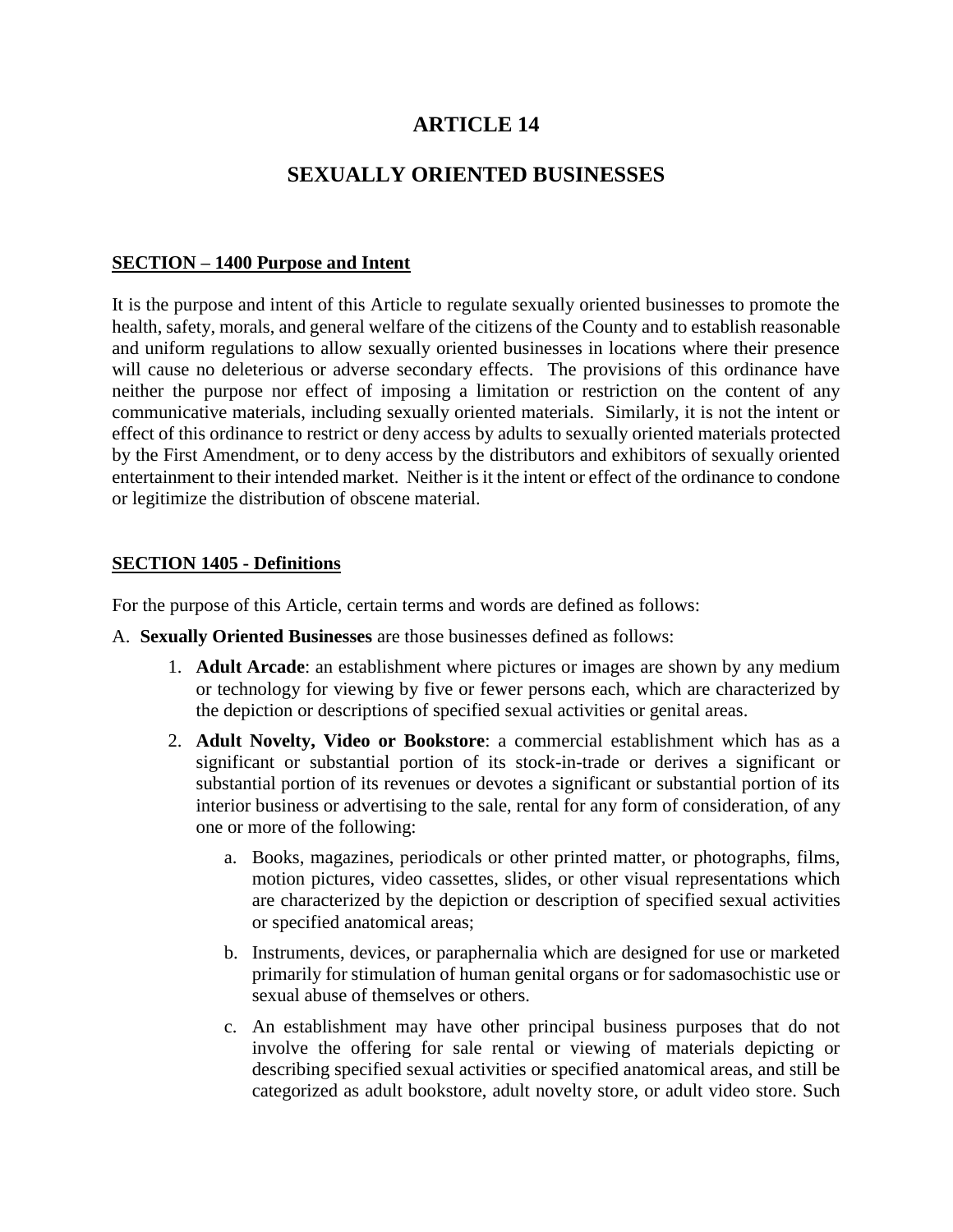# ARTICLE 14

# SEXUALLY ORIENTED BUSINESSES

## SECTION – 1400 Purpose and Intent

It is the purpose and intent of this Article to regulate sexually oriented businesses to promote the health, safety, morals, and general welfare of the citizens of the County and to establish reasonable and uniform regulations to allow sexually oriented businesses in locations where their presence will cause no deleterious or adverse secondary effects. The provisions of this ordinance have neither the purpose nor effect of imposing a limitation or restriction on the content of any communicative materials, including sexually oriented materials. Similarly, it is not the intent or effect of this ordinance to restrict or deny access by adults to sexually oriented materials protected by the First Amendment, or to deny access by the distributors and exhibitors of sexually oriented entertainment to their intended market. Neither is it the intent or effect of the ordinance to condone or legitimize the distribution of obscene material.

## SECTION 1405 - Definitions

For the purpose of this Article, certain terms and words are defined as follows:

A. **Sexually Oriented Businesses** are those businesses defined as follows:

1. **Adult Arcade**: an establishment where pictures or images are shown by any medium or technology for viewing by five or fewer persons each, which are characterized by the depiction or descriptions of specified sexual activities or genital areas.

2. **Adult Novelty, Video or Bookstore**: a commercial establishment which has as a significant or substantial portion of its stock-in-trade or derives a significant or substantial portion of its revenues or devotes a significant or substantial portion of its interior business or advertising to the sale, rental for any form of consideration, of any one or more of the following:

   a. Books, magazines, periodicals or other printed matter, or photographs, films, motion pictures, video cassettes, slides, or other visual representations which are characterized by the depiction or description of specified sexual activities or specified anatomical areas;

   b. Instruments, devices, or paraphernalia which are designed for use or marketed primarily for stimulation of human genital organs or for sadomasochistic use or sexual abuse of themselves or others.

   c. An establishment may have other principal business purposes that do not involve the offering for sale rental or viewing of materials depicting or describing specified sexual activities or specified anatomical areas, and still be categorized as adult bookstore, adult novelty store, or adult video store. Such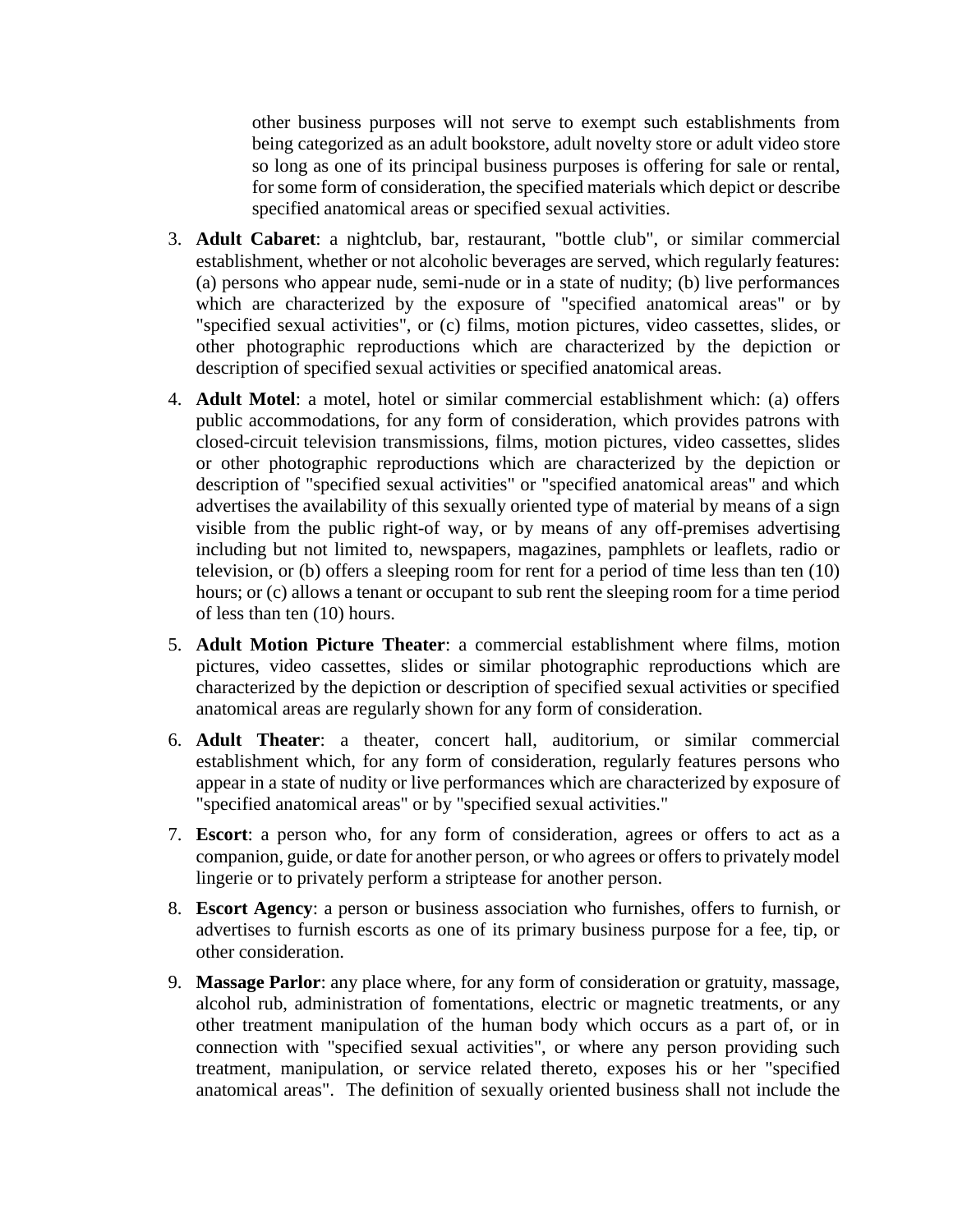other business purposes will not serve to exempt such establishments from being categorized as an adult bookstore, adult novelty store or adult video store so long as one of its principal business purposes is offering for sale or rental, for some form of consideration, the specified materials which depict or describe specified anatomical areas or specified sexual activities.

3. **Adult Cabaret**: a nightclub, bar, restaurant, "bottle club", or similar commercial establishment, whether or not alcoholic beverages are served, which regularly features: (a) persons who appear nude, semi-nude or in a state of nudity; (b) live performances which are characterized by the exposure of "specified anatomical areas" or by "specified sexual activities", or (c) films, motion pictures, video cassettes, slides, or other photographic reproductions which are characterized by the depiction or description of specified sexual activities or specified anatomical areas.

4. **Adult Motel**: a motel, hotel or similar commercial establishment which: (a) offers public accommodations, for any form of consideration, which provides patrons with closed-circuit television transmissions, films, motion pictures, video cassettes, slides or other photographic reproductions which are characterized by the depiction or description of "specified sexual activities" or "specified anatomical areas" and which advertises the availability of this sexually oriented type of material by means of a sign visible from the public right-of way, or by means of any off-premises advertising including but not limited to, newspapers, magazines, pamphlets or leaflets, radio or television, or (b) offers a sleeping room for rent for a period of time less than ten (10) hours; or (c) allows a tenant or occupant to sub rent the sleeping room for a time period of less than ten (10) hours.

5. **Adult Motion Picture Theater**: a commercial establishment where films, motion pictures, video cassettes, slides or similar photographic reproductions which are characterized by the depiction or description of specified sexual activities or specified anatomical areas are regularly shown for any form of consideration.

6. **Adult Theater**: a theater, concert hall, auditorium, or similar commercial establishment which, for any form of consideration, regularly features persons who appear in a state of nudity or live performances which are characterized by exposure of "specified anatomical areas" or by "specified sexual activities."

7. **Escort**: a person who, for any form of consideration, agrees or offers to act as a companion, guide, or date for another person, or who agrees or offers to privately model lingerie or to privately perform a striptease for another person.

8. **Escort Agency**: a person or business association who furnishes, offers to furnish, or advertises to furnish escorts as one of its primary business purpose for a fee, tip, or other consideration.

9. **Massage Parlor**: any place where, for any form of consideration or gratuity, massage, alcohol rub, administration of fomentations, electric or magnetic treatments, or any other treatment manipulation of the human body which occurs as a part of, or in connection with "specified sexual activities", or where any person providing such treatment, manipulation, or service related thereto, exposes his or her "specified anatomical areas". The definition of sexually oriented business shall not include the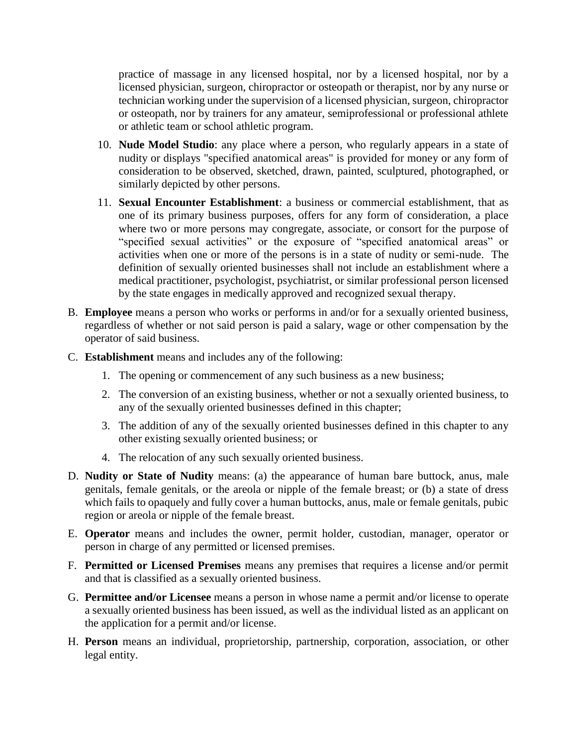practice of massage in any licensed hospital, nor by a licensed hospital, nor by a licensed physician, surgeon, chiropractor or osteopath or therapist, nor by any nurse or technician working under the supervision of a licensed physician, surgeon, chiropractor or osteopath, nor by trainers for any amateur, semiprofessional or professional athlete or athletic team or school athletic program.

10. **Nude Model Studio**: any place where a person, who regularly appears in a state of nudity or displays "specified anatomical areas" is provided for money or any form of consideration to be observed, sketched, drawn, painted, sculptured, photographed, or similarly depicted by other persons.

11. **Sexual Encounter Establishment**: a business or commercial establishment, that as one of its primary business purposes, offers for any form of consideration, a place where two or more persons may congregate, associate, or consort for the purpose of "specified sexual activities" or the exposure of "specified anatomical areas" or activities when one or more of the persons is in a state of nudity or semi-nude. The definition of sexually oriented businesses shall not include an establishment where a medical practitioner, psychologist, psychiatrist, or similar professional person licensed by the state engages in medically approved and recognized sexual therapy.

B. **Employee** means a person who works or performs in and/or for a sexually oriented business, regardless of whether or not said person is paid a salary, wage or other compensation by the operator of said business.

C. **Establishment** means and includes any of the following:

   1. The opening or commencement of any such business as a new business;
   2. The conversion of an existing business, whether or not a sexually oriented business, to any of the sexually oriented businesses defined in this chapter;
   3. The addition of any of the sexually oriented businesses defined in this chapter to any other existing sexually oriented business; or
   4. The relocation of any such sexually oriented business.

D. **Nudity or State of Nudity** means: (a) the appearance of human bare buttock, anus, male genitals, female genitals, or the areola or nipple of the female breast; or (b) a state of dress which fails to opaquely and fully cover a human buttocks, anus, male or female genitals, pubic region or areola or nipple of the female breast.

E. **Operator** means and includes the owner, permit holder, custodian, manager, operator or person in charge of any permitted or licensed premises.

F. **Permitted or Licensed Premises** means any premises that requires a license and/or permit and that is classified as a sexually oriented business.

G. **Permittee and/or Licensee** means a person in whose name a permit and/or license to operate a sexually oriented business has been issued, as well as the individual listed as an applicant on the application for a permit and/or license.

H. **Person** means an individual, proprietorship, partnership, corporation, association, or other legal entity.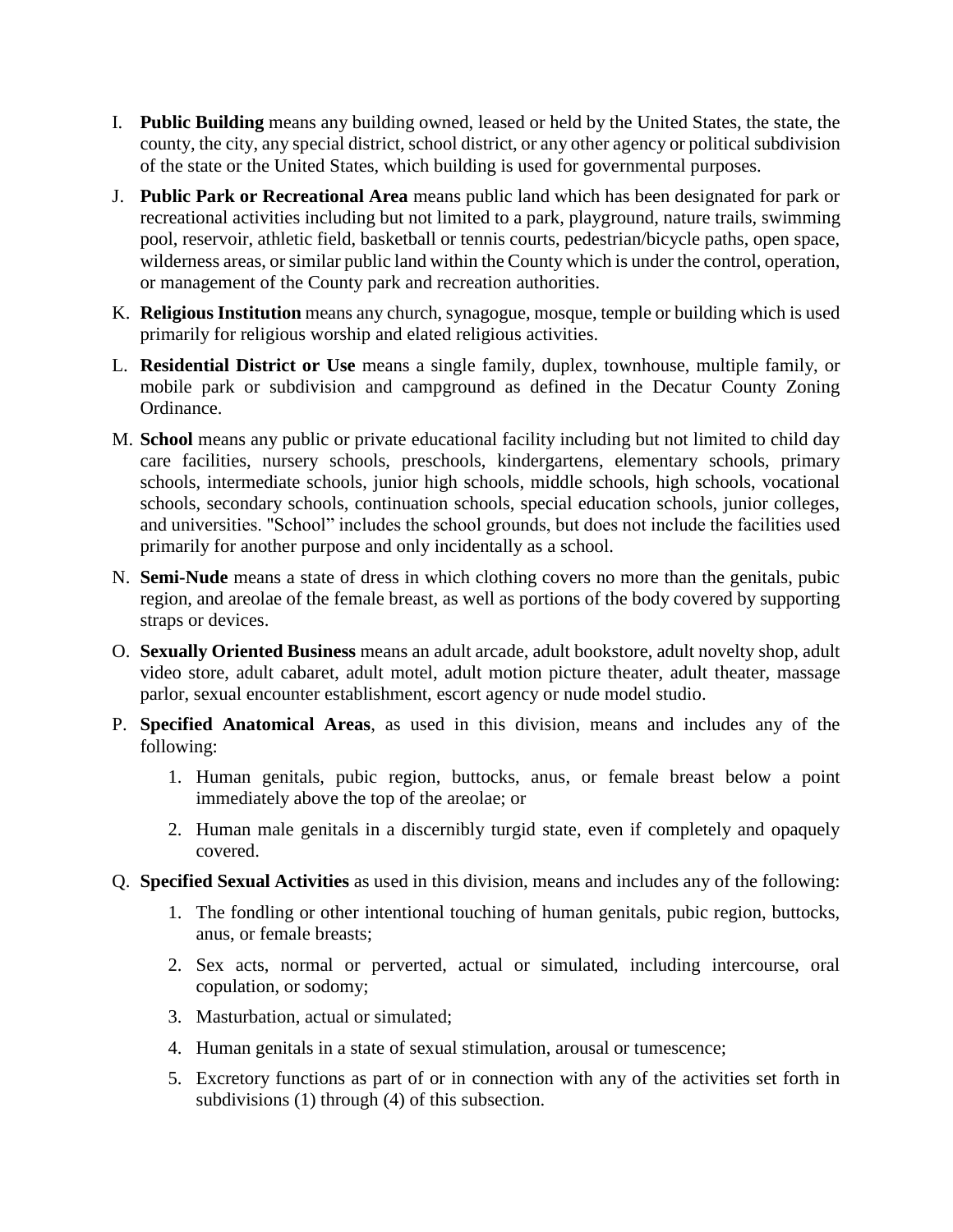I. **Public Building** means any building owned, leased or held by the United States, the state, the county, the city, any special district, school district, or any other agency or political subdivision of the state or the United States, which building is used for governmental purposes.

J. **Public Park or Recreational Area** means public land which has been designated for park or recreational activities including but not limited to a park, playground, nature trails, swimming pool, reservoir, athletic field, basketball or tennis courts, pedestrian/bicycle paths, open space, wilderness areas, or similar public land within the County which is under the control, operation, or management of the County park and recreation authorities.

K. **Religious Institution** means any church, synagogue, mosque, temple or building which is used primarily for religious worship and elated religious activities.

L. **Residential District or Use** means a single family, duplex, townhouse, multiple family, or mobile park or subdivision and campground as defined in the Decatur County Zoning Ordinance.

M. **School** means any public or private educational facility including but not limited to child day care facilities, nursery schools, preschools, kindergartens, elementary schools, primary schools, intermediate schools, junior high schools, middle schools, high schools, vocational schools, secondary schools, continuation schools, special education schools, junior colleges, and universities. "School" includes the school grounds, but does not include the facilities used primarily for another purpose and only incidentally as a school.

N. **Semi-Nude** means a state of dress in which clothing covers no more than the genitals, pubic region, and areolae of the female breast, as well as portions of the body covered by supporting straps or devices.

O. **Sexually Oriented Business** means an adult arcade, adult bookstore, adult novelty shop, adult video store, adult cabaret, adult motel, adult motion picture theater, adult theater, massage parlor, sexual encounter establishment, escort agency or nude model studio.

P. **Specified Anatomical Areas**, as used in this division, means and includes any of the following:

   1. Human genitals, pubic region, buttocks, anus, or female breast below a point immediately above the top of the areolae; or

   2. Human male genitals in a discernibly turgid state, even if completely and opaquely covered.

Q. **Specified Sexual Activities** as used in this division, means and includes any of the following:

   1. The fondling or other intentional touching of human genitals, pubic region, buttocks, anus, or female breasts;

   2. Sex acts, normal or perverted, actual or simulated, including intercourse, oral copulation, or sodomy;

   3. Masturbation, actual or simulated;

   4. Human genitals in a state of sexual stimulation, arousal or tumescence;

   5. Excretory functions as part of or in connection with any of the activities set forth in subdivisions (1) through (4) of this subsection.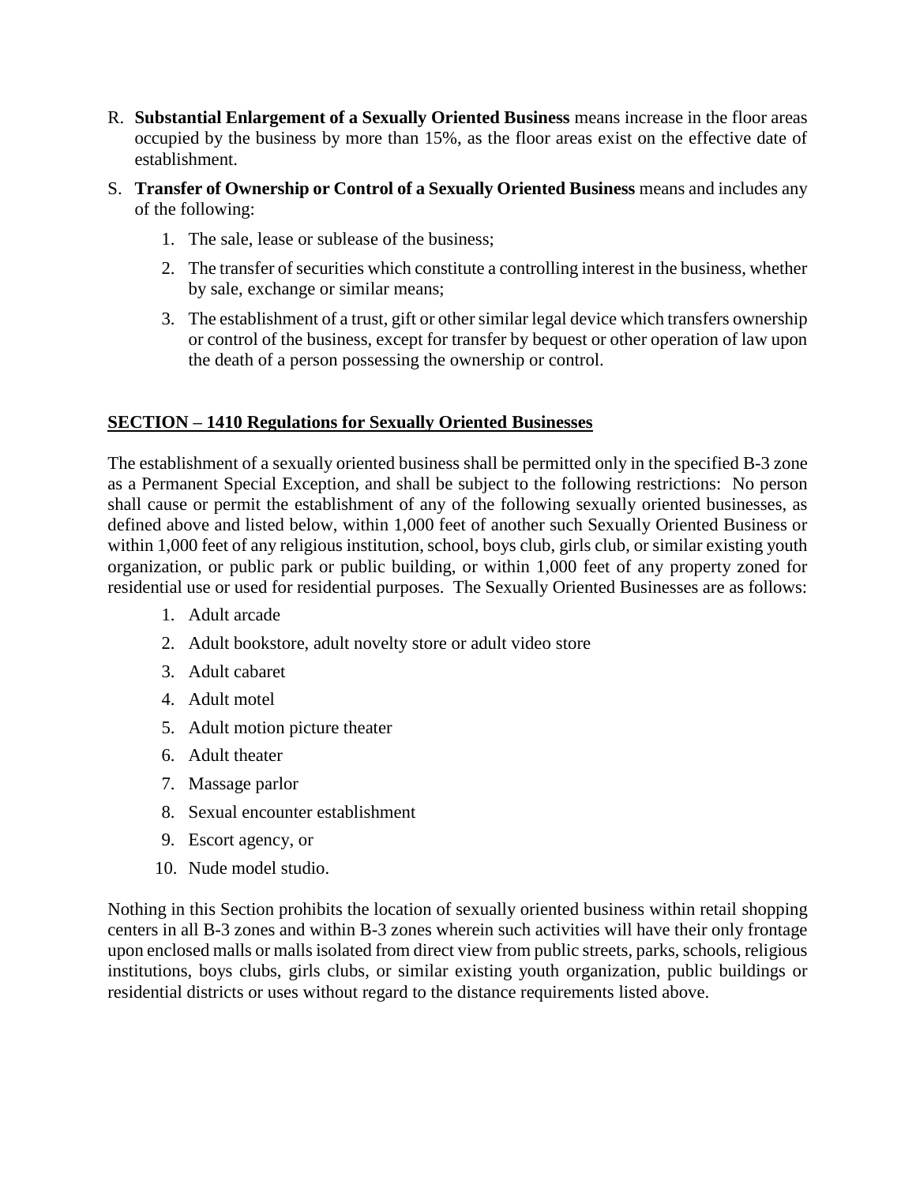R. **Substantial Enlargement of a Sexually Oriented Business** means increase in the floor areas occupied by the business by more than 15%, as the floor areas exist on the effective date of establishment.

S. **Transfer of Ownership or Control of a Sexually Oriented Business** means and includes any of the following:

   1. The sale, lease or sublease of the business;
   2. The transfer of securities which constitute a controlling interest in the business, whether by sale, exchange or similar means;
   3. The establishment of a trust, gift or other similar legal device which transfers ownership or control of the business, except for transfer by bequest or other operation of law upon the death of a person possessing the ownership or control.

## SECTION – 1410 Regulations for Sexually Oriented Businesses

The establishment of a sexually oriented business shall be permitted only in the specified B-3 zone as a Permanent Special Exception, and shall be subject to the following restrictions: No person shall cause or permit the establishment of any of the following sexually oriented businesses, as defined above and listed below, within 1,000 feet of another such Sexually Oriented Business or within 1,000 feet of any religious institution, school, boys club, girls club, or similar existing youth organization, or public park or public building, or within 1,000 feet of any property zoned for residential use or used for residential purposes. The Sexually Oriented Businesses are as follows:

1. Adult arcade
2. Adult bookstore, adult novelty store or adult video store
3. Adult cabaret
4. Adult motel
5. Adult motion picture theater
6. Adult theater
7. Massage parlor
8. Sexual encounter establishment
9. Escort agency, or
10. Nude model studio.

Nothing in this Section prohibits the location of sexually oriented business within retail shopping centers in all B-3 zones and within B-3 zones wherein such activities will have their only frontage upon enclosed malls or malls isolated from direct view from public streets, parks, schools, religious institutions, boys clubs, girls clubs, or similar existing youth organization, public buildings or residential districts or uses without regard to the distance requirements listed above.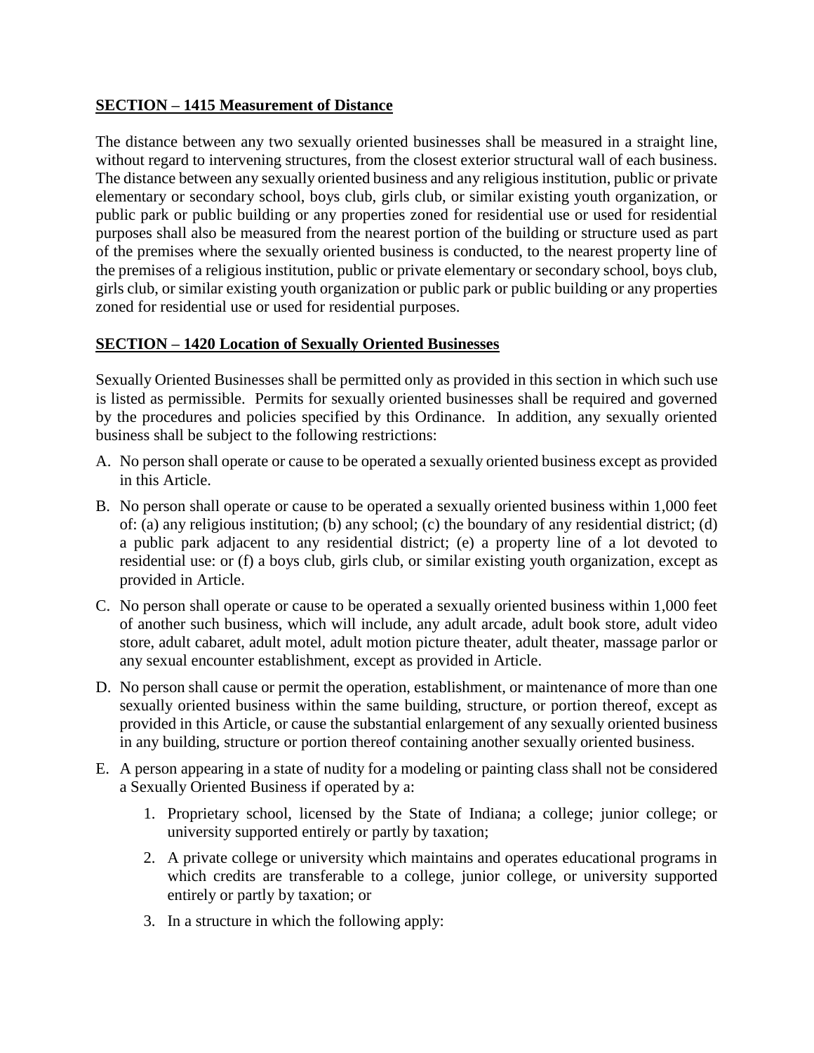**SECTION – 1415 Measurement of Distance**

The distance between any two sexually oriented businesses shall be measured in a straight line, without regard to intervening structures, from the closest exterior structural wall of each business. The distance between any sexually oriented business and any religious institution, public or private elementary or secondary school, boys club, girls club, or similar existing youth organization, or public park or public building or any properties zoned for residential use or used for residential purposes shall also be measured from the nearest portion of the building or structure used as part of the premises where the sexually oriented business is conducted, to the nearest property line of the premises of a religious institution, public or private elementary or secondary school, boys club, girls club, or similar existing youth organization or public park or public building or any properties zoned for residential use or used for residential purposes.

**SECTION – 1420 Location of Sexually Oriented Businesses**

Sexually Oriented Businesses shall be permitted only as provided in this section in which such use is listed as permissible. Permits for sexually oriented businesses shall be required and governed by the procedures and policies specified by this Ordinance. In addition, any sexually oriented business shall be subject to the following restrictions:

A. No person shall operate or cause to be operated a sexually oriented business except as provided in this Article.

B. No person shall operate or cause to be operated a sexually oriented business within 1,000 feet of: (a) any religious institution; (b) any school; (c) the boundary of any residential district; (d) a public park adjacent to any residential district; (e) a property line of a lot devoted to residential use: or (f) a boys club, girls club, or similar existing youth organization, except as provided in Article.

C. No person shall operate or cause to be operated a sexually oriented business within 1,000 feet of another such business, which will include, any adult arcade, adult book store, adult video store, adult cabaret, adult motel, adult motion picture theater, adult theater, massage parlor or any sexual encounter establishment, except as provided in Article.

D. No person shall cause or permit the operation, establishment, or maintenance of more than one sexually oriented business within the same building, structure, or portion thereof, except as provided in this Article, or cause the substantial enlargement of any sexually oriented business in any building, structure or portion thereof containing another sexually oriented business.

E. A person appearing in a state of nudity for a modeling or painting class shall not be considered a Sexually Oriented Business if operated by a:

   1. Proprietary school, licensed by the State of Indiana; a college; junior college; or university supported entirely or partly by taxation;

   2. A private college or university which maintains and operates educational programs in which credits are transferable to a college, junior college, or university supported entirely or partly by taxation; or

   3. In a structure in which the following apply: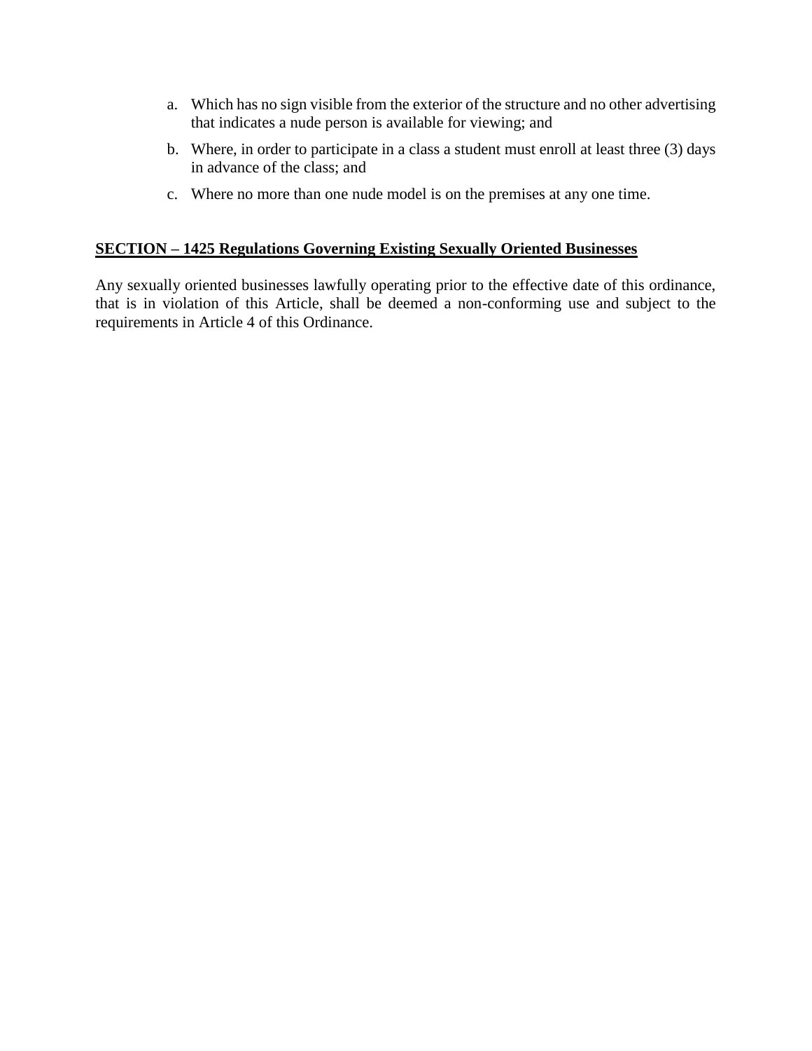a. Which has no sign visible from the exterior of the structure and no other advertising that indicates a nude person is available for viewing; and
b. Where, in order to participate in a class a student must enroll at least three (3) days in advance of the class; and
c. Where no more than one nude model is on the premises at any one time.

**SECTION – 1425 Regulations Governing Existing Sexually Oriented Businesses**

Any sexually oriented businesses lawfully operating prior to the effective date of this ordinance, that is in violation of this Article, shall be deemed a non-conforming use and subject to the requirements in Article 4 of this Ordinance.